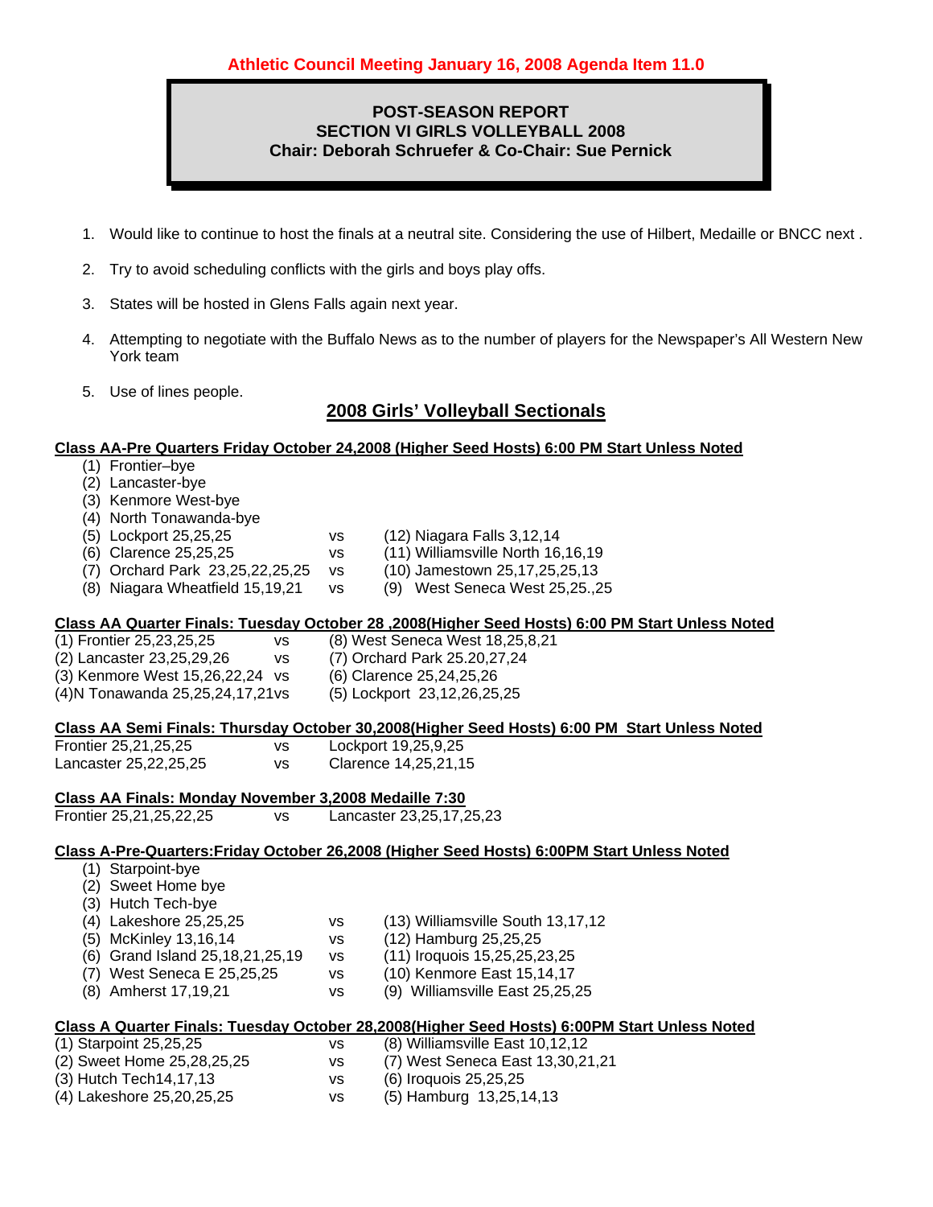**Athletic Council Meeting January 16, 2008 Agenda Item 11.0**

**POST-SEASON REPORT**
**SECTION VI GIRLS VOLLEYBALL 2008**
**Chair: Deborah Schruefer & Co-Chair: Sue Pernick**

1. Would like to continue to host the finals at a neutral site. Considering the use of Hilbert, Medaille or BNCC next .
2. Try to avoid scheduling conflicts with the girls and boys play offs.
3. States will be hosted in Glens Falls again next year.
4. Attempting to negotiate with the Buffalo News as to the number of players for the Newspaper's All Western New York team
5. Use of lines people.

## 2008 Girls' Volleyball Sectionals

**Class AA-Pre Quarters Friday October 24,2008 (Higher Seed Hosts) 6:00 PM Start Unless Noted**

(1) Frontier–bye
(2) Lancaster-bye
(3) Kenmore West-bye
(4) North Tonawanda-bye
(5) Lockport 25,25,25 vs (12) Niagara Falls 3,12,14
(6) Clarence 25,25,25 vs (11) Williamsville North 16,16,19
(7) Orchard Park 23,25,22,25,25 vs (10) Jamestown 25,17,25,25,13
(8) Niagara Wheatfield 15,19,21 vs (9) West Seneca West 25,25.,25

**Class AA Quarter Finals: Tuesday October 28 ,2008(Higher Seed Hosts) 6:00 PM Start Unless Noted**

(1) Frontier 25,23,25,25 vs (8) West Seneca West 18,25,8,21
(2) Lancaster 23,25,29,26 vs (7) Orchard Park 25.20,27,24
(3) Kenmore West 15,26,22,24 vs (6) Clarence 25,24,25,26
(4)N Tonawanda 25,25,24,17,21vs (5) Lockport 23,12,26,25,25

**Class AA Semi Finals: Thursday October 30,2008(Higher Seed Hosts) 6:00 PM Start Unless Noted**

Frontier 25,21,25,25 vs Lockport 19,25,9,25
Lancaster 25,22,25,25 vs Clarence 14,25,21,15

**Class AA Finals: Monday November 3,2008 Medaille 7:30**

Frontier 25,21,25,22,25 vs Lancaster 23,25,17,25,23

**Class A-Pre-Quarters:Friday October 26,2008 (Higher Seed Hosts) 6:00PM Start Unless Noted**

(1) Starpoint-bye
(2) Sweet Home bye
(3) Hutch Tech-bye
(4) Lakeshore 25,25,25 vs (13) Williamsville South 13,17,12
(5) McKinley 13,16,14 vs (12) Hamburg 25,25,25
(6) Grand Island 25,18,21,25,19 vs (11) Iroquois 15,25,25,23,25
(7) West Seneca E 25,25,25 vs (10) Kenmore East 15,14,17
(8) Amherst 17,19,21 vs (9) Williamsville East 25,25,25

**Class A Quarter Finals: Tuesday October 28,2008(Higher Seed Hosts) 6:00PM Start Unless Noted**

(1) Starpoint 25,25,25 vs (8) Williamsville East 10,12,12
(2) Sweet Home 25,28,25,25 vs (7) West Seneca East 13,30,21,21
(3) Hutch Tech14,17,13 vs (6) Iroquois 25,25,25
(4) Lakeshore 25,20,25,25 vs (5) Hamburg 13,25,14,13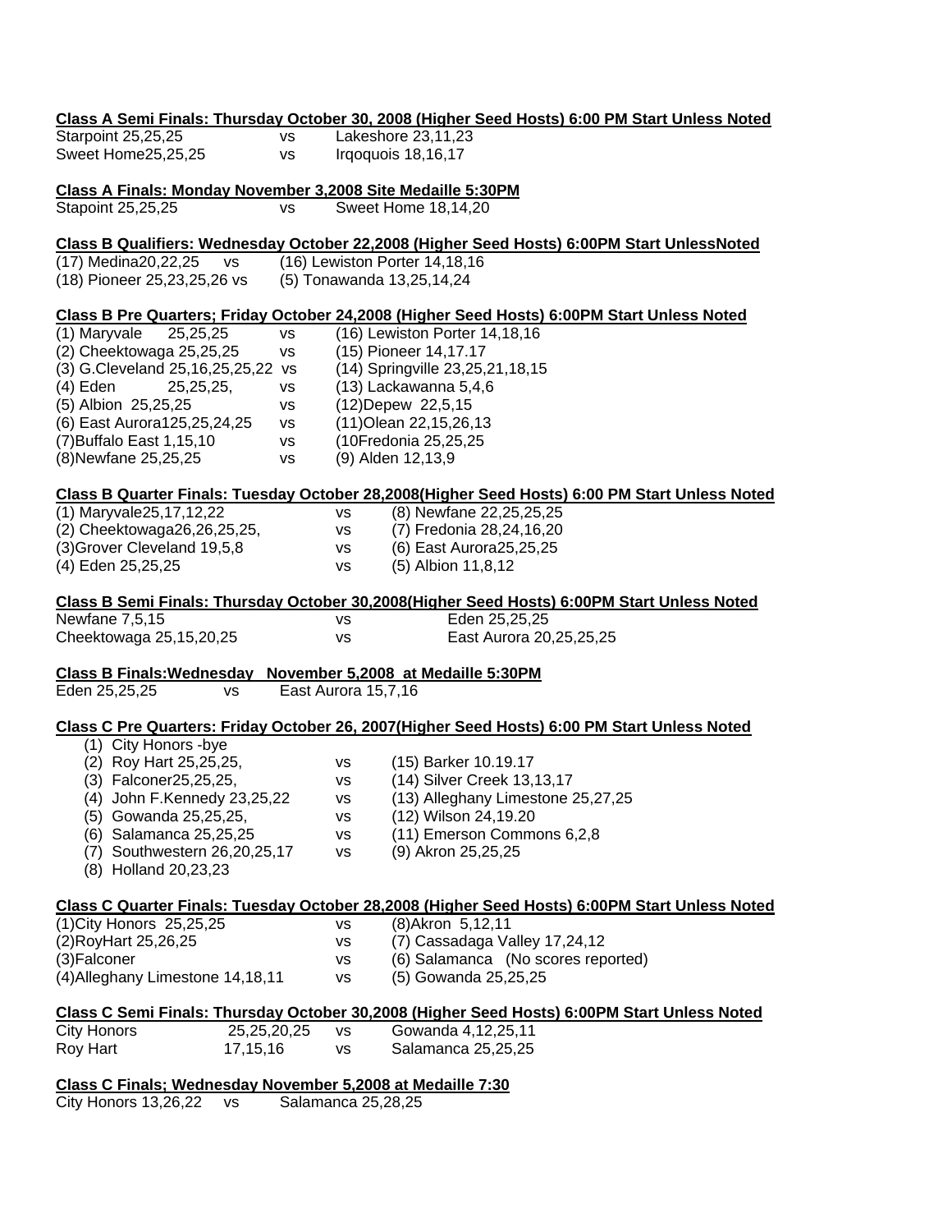**Class A Semi Finals: Thursday October 30, 2008 (Higher Seed Hosts) 6:00 PM Start Unless Noted**

| | | |
|---|---|---|
| Starpoint 25,25,25 | vs | Lakeshore 23,11,23 |
| Sweet Home25,25,25 | vs | Irqoquois 18,16,17 |

**Class A Finals: Monday November 3,2008 Site Medaille 5:30PM**

| | | |
|---|---|---|
| Stapoint 25,25,25 | vs | Sweet Home 18,14,20 |

**Class B Qualifiers: Wednesday October 22,2008 (Higher Seed Hosts) 6:00PM Start UnlessNoted**

| | | |
|---|---|---|
| (17) Medina20,22,25 | vs | (16) Lewiston Porter 14,18,16 |
| (18) Pioneer 25,23,25,26 | vs | (5) Tonawanda 13,25,14,24 |

**Class B Pre Quarters; Friday October 24,2008 (Higher Seed Hosts) 6:00PM Start Unless Noted**

| | | |
|---|---|---|
| (1) Maryvale 25,25,25 | vs | (16) Lewiston Porter 14,18,16 |
| (2) Cheektowaga 25,25,25 | vs | (15) Pioneer 14,17.17 |
| (3) G.Cleveland 25,16,25,25,22 | vs | (14) Springville 23,25,21,18,15 |
| (4) Eden 25,25,25, | vs | (13) Lackawanna 5,4,6 |
| (5) Albion 25,25,25 | vs | (12)Depew 22,5,15 |
| (6) East Aurora125,25,24,25 | vs | (11)Olean 22,15,26,13 |
| (7)Buffalo East 1,15,10 | vs | (10Fredonia 25,25,25 |
| (8)Newfane 25,25,25 | vs | (9) Alden 12,13,9 |

**Class B Quarter Finals: Tuesday October 28,2008(Higher Seed Hosts) 6:00 PM Start Unless Noted**

| | | |
|---|---|---|
| (1) Maryvale25,17,12,22 | vs | (8) Newfane 22,25,25,25 |
| (2) Cheektowaga26,26,25,25, | vs | (7) Fredonia 28,24,16,20 |
| (3)Grover Cleveland 19,5,8 | vs | (6) East Aurora25,25,25 |
| (4) Eden 25,25,25 | vs | (5) Albion 11,8,12 |

**Class B Semi Finals: Thursday October 30,2008(Higher Seed Hosts) 6:00PM Start Unless Noted**

| | | |
|---|---|---|
| Newfane 7,5,15 | vs | Eden 25,25,25 |
| Cheektowaga 25,15,20,25 | vs | East Aurora 20,25,25,25 |

**Class B Finals:Wednesday November 5,2008 at Medaille 5:30PM**

| | | |
|---|---|---|
| Eden 25,25,25 | vs | East Aurora 15,7,16 |

**Class C Pre Quarters: Friday October 26, 2007(Higher Seed Hosts) 6:00 PM Start Unless Noted**

| | | |
|---|---|---|
| (1) City Honors -bye | | |
| (2) Roy Hart 25,25,25, | vs | (15) Barker 10.19.17 |
| (3) Falconer25,25,25, | vs | (14) Silver Creek 13,13,17 |
| (4) John F.Kennedy 23,25,22 | vs | (13) Alleghany Limestone 25,27,25 |
| (5) Gowanda 25,25,25, | vs | (12) Wilson 24,19.20 |
| (6) Salamanca 25,25,25 | vs | (11) Emerson Commons 6,2,8 |
| (7) Southwestern 26,20,25,17 | vs | (9) Akron 25,25,25 |
| (8) Holland 20,23,23 | | |

**Class C Quarter Finals: Tuesday October 28,2008 (Higher Seed Hosts) 6:00PM Start Unless Noted**

| | | |
|---|---|---|
| (1)City Honors 25,25,25 | vs | (8)Akron 5,12,11 |
| (2)RoyHart 25,26,25 | vs | (7) Cassadaga Valley 17,24,12 |
| (3)Falconer | vs | (6) Salamanca (No scores reported) |
| (4)Alleghany Limestone 14,18,11 | vs | (5) Gowanda 25,25,25 |

**Class C Semi Finals: Thursday October 30,2008 (Higher Seed Hosts) 6:00PM Start Unless Noted**

| | | | |
|---|---|---|---|
| City Honors | 25,25,20,25 | vs | Gowanda 4,12,25,11 |
| Roy Hart | 17,15,16 | vs | Salamanca 25,25,25 |

**Class C Finals; Wednesday November 5,2008 at Medaille 7:30**

| | | |
|---|---|---|
| City Honors 13,26,22 | vs | Salamanca 25,28,25 |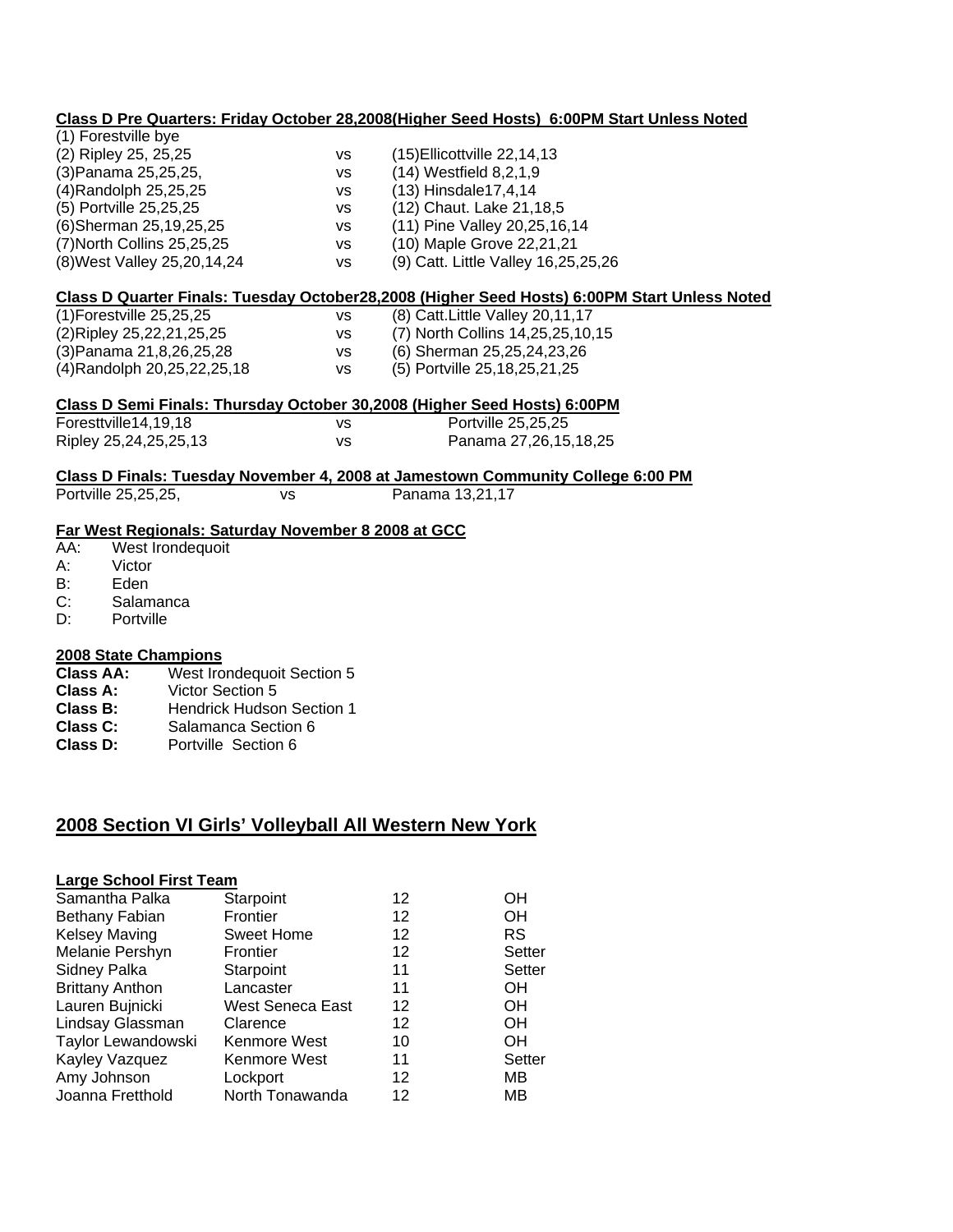**Class D Pre Quarters: Friday October 28,2008(Higher Seed Hosts) 6:00PM Start Unless Noted**

| | | |
|---|---|---|
| (1) Forestville bye | | |
| (2) Ripley 25, 25,25 | vs | (15)Ellicottville 22,14,13 |
| (3)Panama 25,25,25, | vs | (14) Westfield 8,2,1,9 |
| (4)Randolph 25,25,25 | vs | (13) Hinsdale17,4,14 |
| (5) Portville 25,25,25 | vs | (12) Chaut. Lake 21,18,5 |
| (6)Sherman 25,19,25,25 | vs | (11) Pine Valley 20,25,16,14 |
| (7)North Collins 25,25,25 | vs | (10) Maple Grove 22,21,21 |
| (8)West Valley 25,20,14,24 | vs | (9) Catt. Little Valley 16,25,25,26 |

**Class D Quarter Finals: Tuesday October28,2008 (Higher Seed Hosts) 6:00PM Start Unless Noted**

| | | |
|---|---|---|
| (1)Forestville 25,25,25 | vs | (8) Catt.Little Valley 20,11,17 |
| (2)Ripley 25,22,21,25,25 | vs | (7) North Collins 14,25,25,10,15 |
| (3)Panama 21,8,26,25,28 | vs | (6) Sherman 25,25,24,23,26 |
| (4)Randolph 20,25,22,25,18 | vs | (5) Portville 25,18,25,21,25 |

**Class D Semi Finals: Thursday October 30,2008 (Higher Seed Hosts) 6:00PM**

| | | |
|---|---|---|
| Foresttville14,19,18 | vs | Portville 25,25,25 |
| Ripley 25,24,25,25,13 | vs | Panama 27,26,15,18,25 |

**Class D Finals: Tuesday November 4, 2008 at Jamestown Community College 6:00 PM**

| | | |
|---|---|---|
| Portville 25,25,25, | vs | Panama 13,21,17 |

**Far West Regionals: Saturday November 8 2008 at GCC**

AA: West Irondequoit
A: Victor
B: Eden
C: Salamanca
D: Portville

**2008 State Champions**

**Class AA:** West Irondequoit Section 5
**Class A:** Victor Section 5
**Class B:** Hendrick Hudson Section 1
**Class C:** Salamanca Section 6
**Class D:** Portville Section 6

## 2008 Section VI Girls' Volleyball All Western New York

**Large School First Team**

| | | | |
|---|---|---|---|
| Samantha Palka | Starpoint | 12 | OH |
| Bethany Fabian | Frontier | 12 | OH |
| Kelsey Maving | Sweet Home | 12 | RS |
| Melanie Pershyn | Frontier | 12 | Setter |
| Sidney Palka | Starpoint | 11 | Setter |
| Brittany Anthon | Lancaster | 11 | OH |
| Lauren Bujnicki | West Seneca East | 12 | OH |
| Lindsay Glassman | Clarence | 12 | OH |
| Taylor Lewandowski | Kenmore West | 10 | OH |
| Kayley Vazquez | Kenmore West | 11 | Setter |
| Amy Johnson | Lockport | 12 | MB |
| Joanna Fretthold | North Tonawanda | 12 | MB |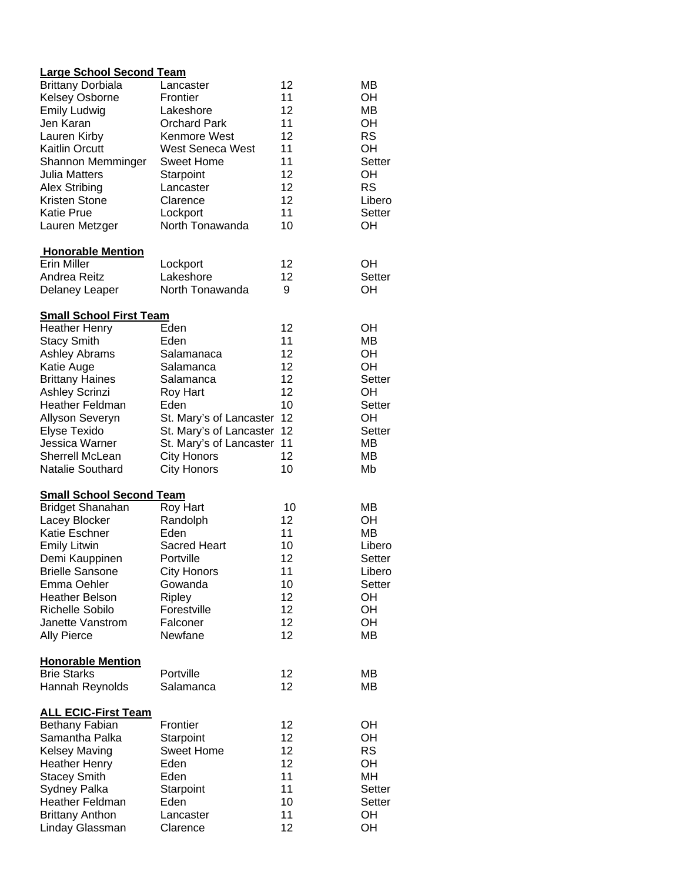**Large School Second Team**

| | | | |
|---|---|---|---|
| Brittany Dorbiala | Lancaster | 12 | MB |
| Kelsey Osborne | Frontier | 11 | OH |
| Emily Ludwig | Lakeshore | 12 | MB |
| Jen Karan | Orchard Park | 11 | OH |
| Lauren Kirby | Kenmore West | 12 | RS |
| Kaitlin Orcutt | West Seneca West | 11 | OH |
| Shannon Memminger | Sweet Home | 11 | Setter |
| Julia Matters | Starpoint | 12 | OH |
| Alex Stribing | Lancaster | 12 | RS |
| Kristen Stone | Clarence | 12 | Libero |
| Katie Prue | Lockport | 11 | Setter |
| Lauren Metzger | North Tonawanda | 10 | OH |

**Honorable Mention**

| | | | |
|---|---|---|---|
| Erin Miller | Lockport | 12 | OH |
| Andrea Reitz | Lakeshore | 12 | Setter |
| Delaney Leaper | North Tonawanda | 9 | OH |

**Small School First Team**

| | | | |
|---|---|---|---|
| Heather Henry | Eden | 12 | OH |
| Stacy Smith | Eden | 11 | MB |
| Ashley Abrams | Salamanaca | 12 | OH |
| Katie Auge | Salamanca | 12 | OH |
| Brittany Haines | Salamanca | 12 | Setter |
| Ashley Scrinzi | Roy Hart | 12 | OH |
| Heather Feldman | Eden | 10 | Setter |
| Allyson Severyn | St. Mary's of Lancaster | 12 | OH |
| Elyse Texido | St. Mary's of Lancaster | 12 | Setter |
| Jessica Warner | St. Mary's of Lancaster | 11 | MB |
| Sherrell McLean | City Honors | 12 | MB |
| Natalie Southard | City Honors | 10 | Mb |

**Small School Second Team**

| | | | |
|---|---|---|---|
| Bridget Shanahan | Roy Hart | 10 | MB |
| Lacey Blocker | Randolph | 12 | OH |
| Katie Eschner | Eden | 11 | MB |
| Emily Litwin | Sacred Heart | 10 | Libero |
| Demi Kauppinen | Portville | 12 | Setter |
| Brielle Sansone | City Honors | 11 | Libero |
| Emma Oehler | Gowanda | 10 | Setter |
| Heather Belson | Ripley | 12 | OH |
| Richelle Sobilo | Forestville | 12 | OH |
| Janette Vanstrom | Falconer | 12 | OH |
| Ally Pierce | Newfane | 12 | MB |

**Honorable Mention**

| | | | |
|---|---|---|---|
| Brie Starks | Portville | 12 | MB |
| Hannah Reynolds | Salamanca | 12 | MB |

**ALL ECIC-First Team**

| | | | |
|---|---|---|---|
| Bethany Fabian | Frontier | 12 | OH |
| Samantha Palka | Starpoint | 12 | OH |
| Kelsey Maving | Sweet Home | 12 | RS |
| Heather Henry | Eden | 12 | OH |
| Stacey Smith | Eden | 11 | MH |
| Sydney Palka | Starpoint | 11 | Setter |
| Heather Feldman | Eden | 10 | Setter |
| Brittany Anthon | Lancaster | 11 | OH |
| Linday Glassman | Clarence | 12 | OH |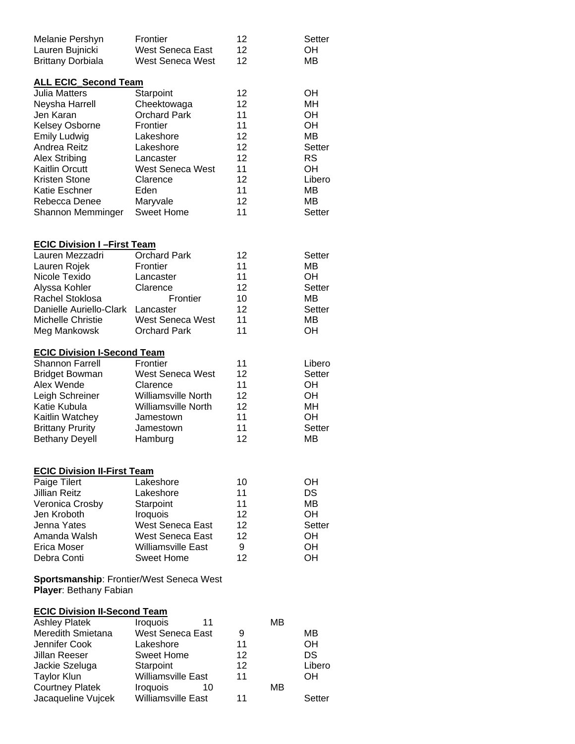| | | | |
|---|---|---|---|
| Melanie Pershyn | Frontier | 12 | Setter |
| Lauren Bujnicki | West Seneca East | 12 | OH |
| Brittany Dorbiala | West Seneca West | 12 | MB |

**ALL ECIC_Second Team**

| | | | |
|---|---|---|---|
| Julia Matters | Starpoint | 12 | OH |
| Neysha Harrell | Cheektowaga | 12 | MH |
| Jen Karan | Orchard Park | 11 | OH |
| Kelsey Osborne | Frontier | 11 | OH |
| Emily Ludwig | Lakeshore | 12 | MB |
| Andrea Reitz | Lakeshore | 12 | Setter |
| Alex Stribing | Lancaster | 12 | RS |
| Kaitlin Orcutt | West Seneca West | 11 | OH |
| Kristen Stone | Clarence | 12 | Libero |
| Katie Eschner | Eden | 11 | MB |
| Rebecca Denee | Maryvale | 12 | MB |
| Shannon Memminger | Sweet Home | 11 | Setter |

**ECIC Division I –First Team**

| | | | |
|---|---|---|---|
| Lauren Mezzadri | Orchard Park | 12 | Setter |
| Lauren Rojek | Frontier | 11 | MB |
| Nicole Texido | Lancaster | 11 | OH |
| Alyssa Kohler | Clarence | 12 | Setter |
| Rachel Stoklosa | Frontier | 10 | MB |
| Danielle Auriello-Clark | Lancaster | 12 | Setter |
| Michelle Christie | West Seneca West | 11 | MB |
| Meg Mankowsk | Orchard Park | 11 | OH |

**ECIC Division I-Second Team**

| | | | |
|---|---|---|---|
| Shannon Farrell | Frontier | 11 | Libero |
| Bridget Bowman | West Seneca West | 12 | Setter |
| Alex Wende | Clarence | 11 | OH |
| Leigh Schreiner | Williamsville North | 12 | OH |
| Katie Kubula | Williamsville North | 12 | MH |
| Kaitlin Watchey | Jamestown | 11 | OH |
| Brittany Prurity | Jamestown | 11 | Setter |
| Bethany Deyell | Hamburg | 12 | MB |

**ECIC Division II-First Team**

| | | | |
|---|---|---|---|
| Paige Tilert | Lakeshore | 10 | OH |
| Jillian Reitz | Lakeshore | 11 | DS |
| Veronica Crosby | Starpoint | 11 | MB |
| Jen Kroboth | Iroquois | 12 | OH |
| Jenna Yates | West Seneca East | 12 | Setter |
| Amanda Walsh | West Seneca East | 12 | OH |
| Erica Moser | Williamsville East | 9 | OH |
| Debra Conti | Sweet Home | 12 | OH |

**Sportsmanship**: Frontier/West Seneca West
**Player**: Bethany Fabian

**ECIC Division II-Second Team**

| | | | |
|---|---|---|---|
| Ashley Platek | Iroquois | 11 | MB |
| Meredith Smietana | West Seneca East | 9 | MB |
| Jennifer Cook | Lakeshore | 11 | OH |
| Jillan Reeser | Sweet Home | 12 | DS |
| Jackie Szeluga | Starpoint | 12 | Libero |
| Taylor Klun | Williamsville East | 11 | OH |
| Courtney Platek | Iroquois | 10 | MB |
| Jacaqueline Vujcek | Williamsville East | 11 | Setter |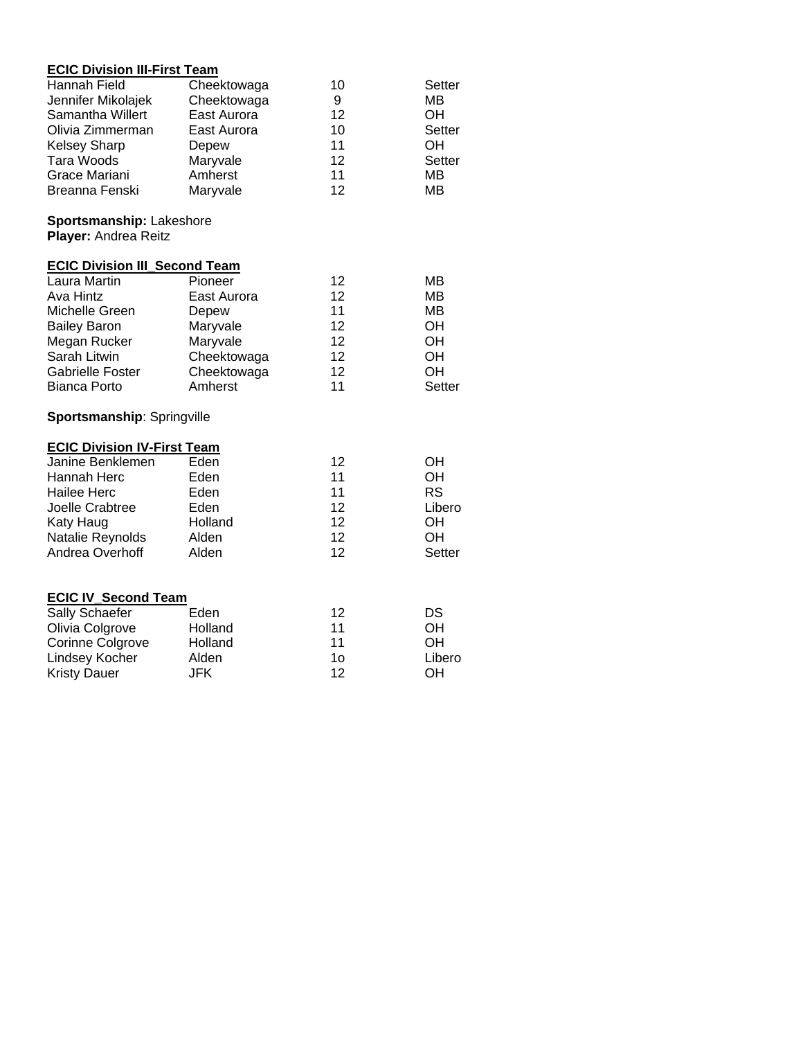**ECIC Division III-First Team**

| | | | |
|---|---|---|---|
| Hannah Field | Cheektowaga | 10 | Setter |
| Jennifer Mikolajek | Cheektowaga | 9 | MB |
| Samantha Willert | East Aurora | 12 | OH |
| Olivia Zimmerman | East Aurora | 10 | Setter |
| Kelsey Sharp | Depew | 11 | OH |
| Tara Woods | Maryvale | 12 | Setter |
| Grace Mariani | Amherst | 11 | MB |
| Breanna Fenski | Maryvale | 12 | MB |

**Sportsmanship:** Lakeshore
**Player:** Andrea Reitz

**ECIC Division III_Second Team**

| | | | |
|---|---|---|---|
| Laura Martin | Pioneer | 12 | MB |
| Ava Hintz | East Aurora | 12 | MB |
| Michelle Green | Depew | 11 | MB |
| Bailey Baron | Maryvale | 12 | OH |
| Megan Rucker | Maryvale | 12 | OH |
| Sarah Litwin | Cheektowaga | 12 | OH |
| Gabrielle Foster | Cheektowaga | 12 | OH |
| Bianca Porto | Amherst | 11 | Setter |

**Sportsmanship**: Springville

**ECIC Division IV-First Team**

| | | | |
|---|---|---|---|
| Janine Benklemen | Eden | 12 | OH |
| Hannah Herc | Eden | 11 | OH |
| Hailee Herc | Eden | 11 | RS |
| Joelle Crabtree | Eden | 12 | Libero |
| Katy Haug | Holland | 12 | OH |
| Natalie Reynolds | Alden | 12 | OH |
| Andrea Overhoff | Alden | 12 | Setter |

**ECIC IV_Second Team**

| | | | |
|---|---|---|---|
| Sally Schaefer | Eden | 12 | DS |
| Olivia Colgrove | Holland | 11 | OH |
| Corinne Colgrove | Holland | 11 | OH |
| Lindsey Kocher | Alden | 1o | Libero |
| Kristy Dauer | JFK | 12 | OH |